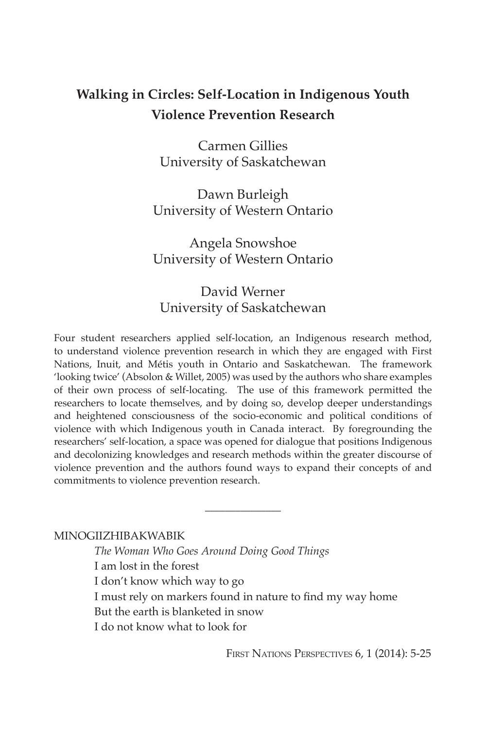# Walking in Circles: Self-Location in Indigenous Youth Violence Prevention Research

Carmen Gillies
University of Saskatchewan

Dawn Burleigh
University of Western Ontario

Angela Snowshoe
University of Western Ontario

David Werner
University of Saskatchewan

Four student researchers applied self-location, an Indigenous research method, to understand violence prevention research in which they are engaged with First Nations, Inuit, and Métis youth in Ontario and Saskatchewan. The framework 'looking twice' (Absolon & Willet, 2005) was used by the authors who share examples of their own process of self-locating. The use of this framework permitted the researchers to locate themselves, and by doing so, develop deeper understandings and heightened consciousness of the socio-economic and political conditions of violence with which Indigenous youth in Canada interact. By foregrounding the researchers' self-location, a space was opened for dialogue that positions Indigenous and decolonizing knowledges and research methods within the greater discourse of violence prevention and the authors found ways to expand their concepts of and commitments to violence prevention research.

---

MINOGIIZHIBAKWABIK

*The Woman Who Goes Around Doing Good Things*
I am lost in the forest
I don't know which way to go
I must rely on markers found in nature to find my way home
But the earth is blanketed in snow
I do not know what to look for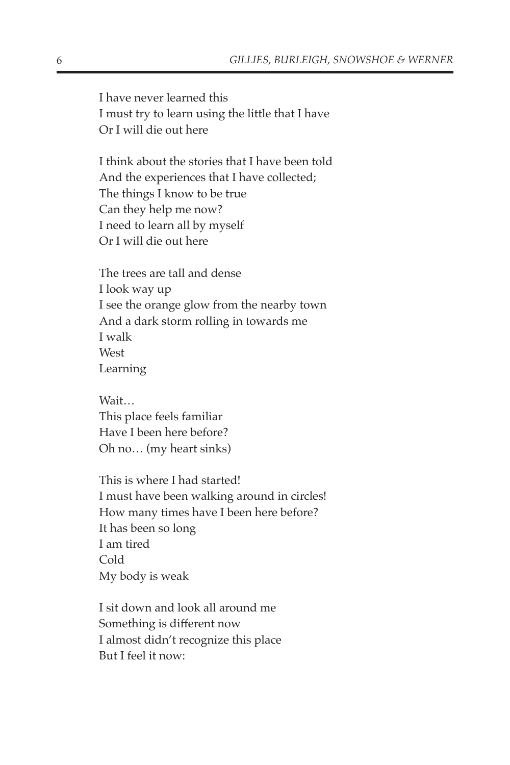I have never learned this  
I must try to learn using the little that I have  
Or I will die out here

I think about the stories that I have been told  
And the experiences that I have collected;  
The things I know to be true  
Can they help me now?  
I need to learn all by myself  
Or I will die out here

The trees are tall and dense  
I look way up  
I see the orange glow from the nearby town  
And a dark storm rolling in towards me  
I walk  
West  
Learning

Wait…  
This place feels familiar  
Have I been here before?  
Oh no… (my heart sinks)

This is where I had started!  
I must have been walking around in circles!  
How many times have I been here before?  
It has been so long  
I am tired  
Cold  
My body is weak

I sit down and look all around me  
Something is different now  
I almost didn't recognize this place  
But I feel it now: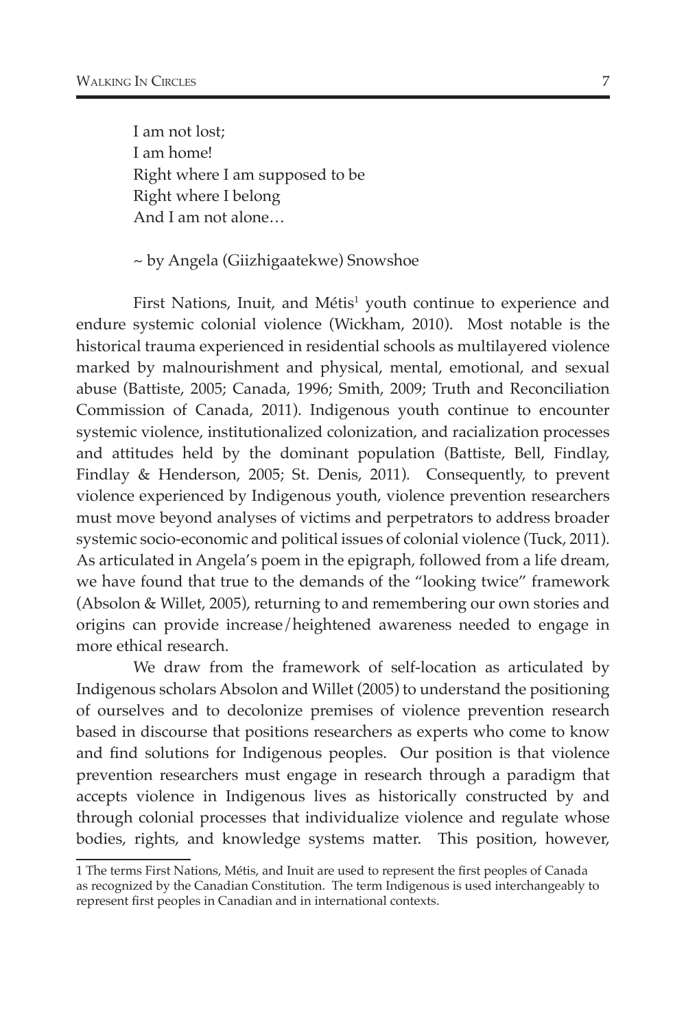I am not lost;  
I am home!  
Right where I am supposed to be  
Right where I belong  
And I am not alone…

~ by Angela (Giizhigaatekwe) Snowshoe

First Nations, Inuit, and Métis[1] youth continue to experience and endure systemic colonial violence (Wickham, 2010). Most notable is the historical trauma experienced in residential schools as multilayered violence marked by malnourishment and physical, mental, emotional, and sexual abuse (Battiste, 2005; Canada, 1996; Smith, 2009; Truth and Reconciliation Commission of Canada, 2011). Indigenous youth continue to encounter systemic violence, institutionalized colonization, and racialization processes and attitudes held by the dominant population (Battiste, Bell, Findlay, Findlay & Henderson, 2005; St. Denis, 2011). Consequently, to prevent violence experienced by Indigenous youth, violence prevention researchers must move beyond analyses of victims and perpetrators to address broader systemic socio-economic and political issues of colonial violence (Tuck, 2011). As articulated in Angela's poem in the epigraph, followed from a life dream, we have found that true to the demands of the "looking twice" framework (Absolon & Willet, 2005), returning to and remembering our own stories and origins can provide increase/heightened awareness needed to engage in more ethical research.

We draw from the framework of self-location as articulated by Indigenous scholars Absolon and Willet (2005) to understand the positioning of ourselves and to decolonize premises of violence prevention research based in discourse that positions researchers as experts who come to know and find solutions for Indigenous peoples. Our position is that violence prevention researchers must engage in research through a paradigm that accepts violence in Indigenous lives as historically constructed by and through colonial processes that individualize violence and regulate whose bodies, rights, and knowledge systems matter. This position, however,

[1] The terms First Nations, Métis, and Inuit are used to represent the first peoples of Canada as recognized by the Canadian Constitution. The term Indigenous is used interchangeably to represent first peoples in Canadian and in international contexts.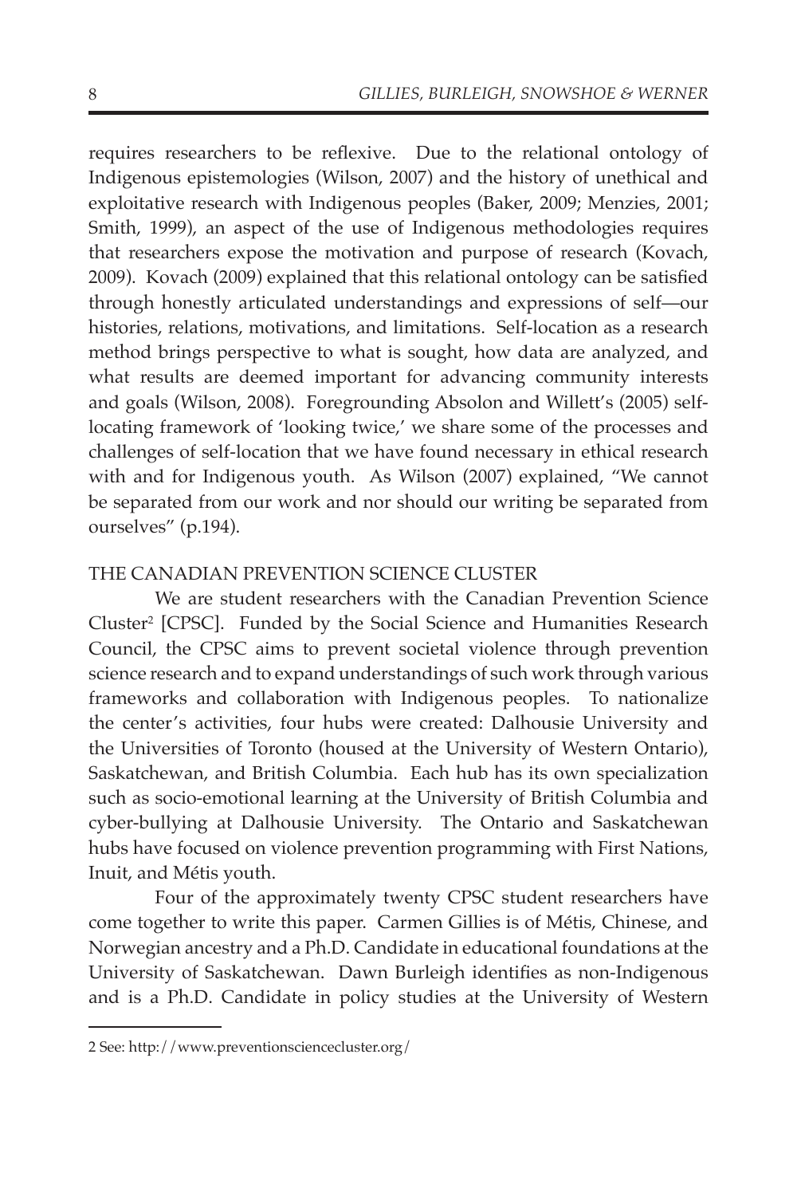requires researchers to be reflexive. Due to the relational ontology of Indigenous epistemologies (Wilson, 2007) and the history of unethical and exploitative research with Indigenous peoples (Baker, 2009; Menzies, 2001; Smith, 1999), an aspect of the use of Indigenous methodologies requires that researchers expose the motivation and purpose of research (Kovach, 2009). Kovach (2009) explained that this relational ontology can be satisfied through honestly articulated understandings and expressions of self—our histories, relations, motivations, and limitations. Self-location as a research method brings perspective to what is sought, how data are analyzed, and what results are deemed important for advancing community interests and goals (Wilson, 2008). Foregrounding Absolon and Willett's (2005) self-locating framework of 'looking twice,' we share some of the processes and challenges of self-location that we have found necessary in ethical research with and for Indigenous youth. As Wilson (2007) explained, "We cannot be separated from our work and nor should our writing be separated from ourselves" (p.194).

## THE CANADIAN PREVENTION SCIENCE CLUSTER

We are student researchers with the Canadian Prevention Science Cluster[2] [CPSC]. Funded by the Social Science and Humanities Research Council, the CPSC aims to prevent societal violence through prevention science research and to expand understandings of such work through various frameworks and collaboration with Indigenous peoples. To nationalize the center's activities, four hubs were created: Dalhousie University and the Universities of Toronto (housed at the University of Western Ontario), Saskatchewan, and British Columbia. Each hub has its own specialization such as socio-emotional learning at the University of British Columbia and cyber-bullying at Dalhousie University. The Ontario and Saskatchewan hubs have focused on violence prevention programming with First Nations, Inuit, and Métis youth.

Four of the approximately twenty CPSC student researchers have come together to write this paper. Carmen Gillies is of Métis, Chinese, and Norwegian ancestry and a Ph.D. Candidate in educational foundations at the University of Saskatchewan. Dawn Burleigh identifies as non-Indigenous and is a Ph.D. Candidate in policy studies at the University of Western

---

2 See: http://www.preventionsciencecluster.org/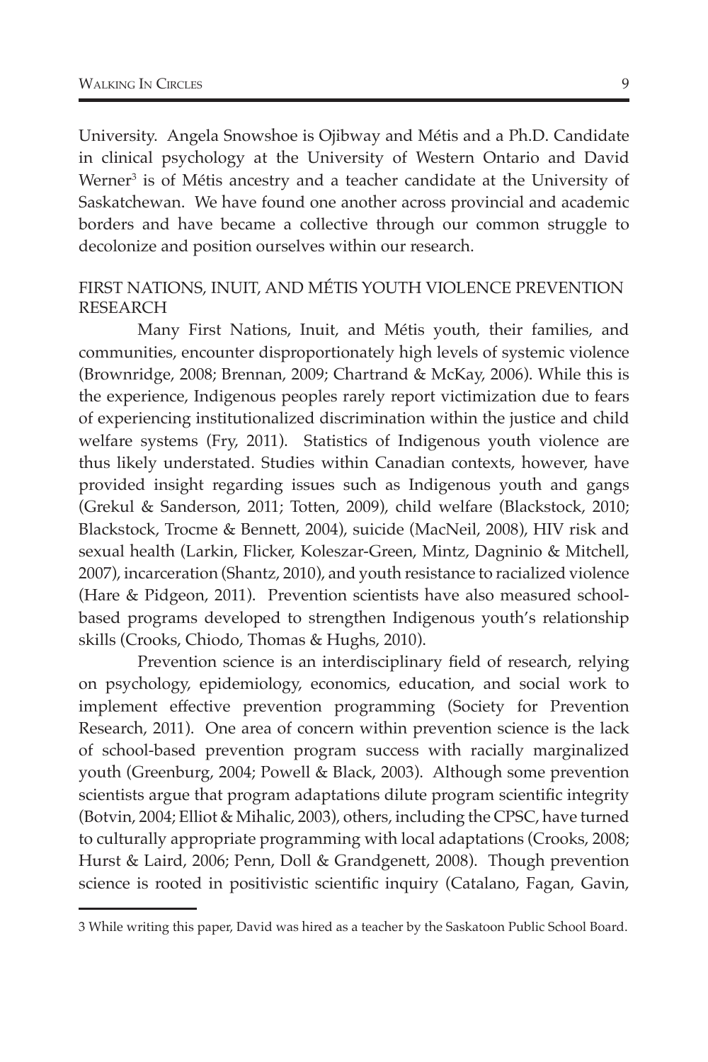University. Angela Snowshoe is Ojibway and Métis and a Ph.D. Candidate in clinical psychology at the University of Western Ontario and David Werner[3] is of Métis ancestry and a teacher candidate at the University of Saskatchewan. We have found one another across provincial and academic borders and have became a collective through our common struggle to decolonize and position ourselves within our research.

## FIRST NATIONS, INUIT, AND MÉTIS YOUTH VIOLENCE PREVENTION RESEARCH

Many First Nations, Inuit, and Métis youth, their families, and communities, encounter disproportionately high levels of systemic violence (Brownridge, 2008; Brennan, 2009; Chartrand & McKay, 2006). While this is the experience, Indigenous peoples rarely report victimization due to fears of experiencing institutionalized discrimination within the justice and child welfare systems (Fry, 2011). Statistics of Indigenous youth violence are thus likely understated. Studies within Canadian contexts, however, have provided insight regarding issues such as Indigenous youth and gangs (Grekul & Sanderson, 2011; Totten, 2009), child welfare (Blackstock, 2010; Blackstock, Trocme & Bennett, 2004), suicide (MacNeil, 2008), HIV risk and sexual health (Larkin, Flicker, Koleszar-Green, Mintz, Dagninio & Mitchell, 2007), incarceration (Shantz, 2010), and youth resistance to racialized violence (Hare & Pidgeon, 2011). Prevention scientists have also measured school-based programs developed to strengthen Indigenous youth's relationship skills (Crooks, Chiodo, Thomas & Hughs, 2010).

Prevention science is an interdisciplinary field of research, relying on psychology, epidemiology, economics, education, and social work to implement effective prevention programming (Society for Prevention Research, 2011). One area of concern within prevention science is the lack of school-based prevention program success with racially marginalized youth (Greenburg, 2004; Powell & Black, 2003). Although some prevention scientists argue that program adaptations dilute program scientific integrity (Botvin, 2004; Elliot & Mihalic, 2003), others, including the CPSC, have turned to culturally appropriate programming with local adaptations (Crooks, 2008; Hurst & Laird, 2006; Penn, Doll & Grandgenett, 2008). Though prevention science is rooted in positivistic scientific inquiry (Catalano, Fagan, Gavin,

---

[3] While writing this paper, David was hired as a teacher by the Saskatoon Public School Board.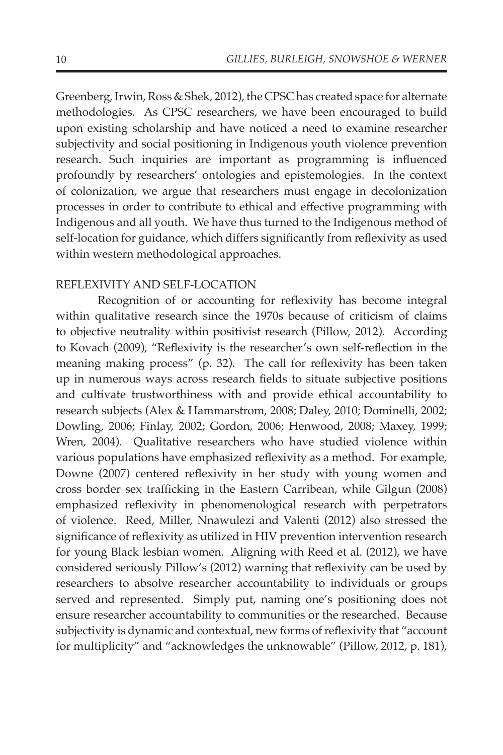Greenberg, Irwin, Ross & Shek, 2012), the CPSC has created space for alternate methodologies. As CPSC researchers, we have been encouraged to build upon existing scholarship and have noticed a need to examine researcher subjectivity and social positioning in Indigenous youth violence prevention research. Such inquiries are important as programming is influenced profoundly by researchers' ontologies and epistemologies. In the context of colonization, we argue that researchers must engage in decolonization processes in order to contribute to ethical and effective programming with Indigenous and all youth. We have thus turned to the Indigenous method of self-location for guidance, which differs significantly from reflexivity as used within western methodological approaches.

## REFLEXIVITY AND SELF-LOCATION

Recognition of or accounting for reflexivity has become integral within qualitative research since the 1970s because of criticism of claims to objective neutrality within positivist research (Pillow, 2012). According to Kovach (2009), "Reflexivity is the researcher's own self-reflection in the meaning making process" (p. 32). The call for reflexivity has been taken up in numerous ways across research fields to situate subjective positions and cultivate trustworthiness with and provide ethical accountability to research subjects (Alex & Hammarstrom, 2008; Daley, 2010; Dominelli, 2002; Dowling, 2006; Finlay, 2002; Gordon, 2006; Henwood, 2008; Maxey, 1999; Wren, 2004). Qualitative researchers who have studied violence within various populations have emphasized reflexivity as a method. For example, Downe (2007) centered reflexivity in her study with young women and cross border sex trafficking in the Eastern Carribean, while Gilgun (2008) emphasized reflexivity in phenomenological research with perpetrators of violence. Reed, Miller, Nnawulezi and Valenti (2012) also stressed the significance of reflexivity as utilized in HIV prevention intervention research for young Black lesbian women. Aligning with Reed et al. (2012), we have considered seriously Pillow's (2012) warning that reflexivity can be used by researchers to absolve researcher accountability to individuals or groups served and represented. Simply put, naming one's positioning does not ensure researcher accountability to communities or the researched. Because subjectivity is dynamic and contextual, new forms of reflexivity that "account for multiplicity" and "acknowledges the unknowable" (Pillow, 2012, p. 181),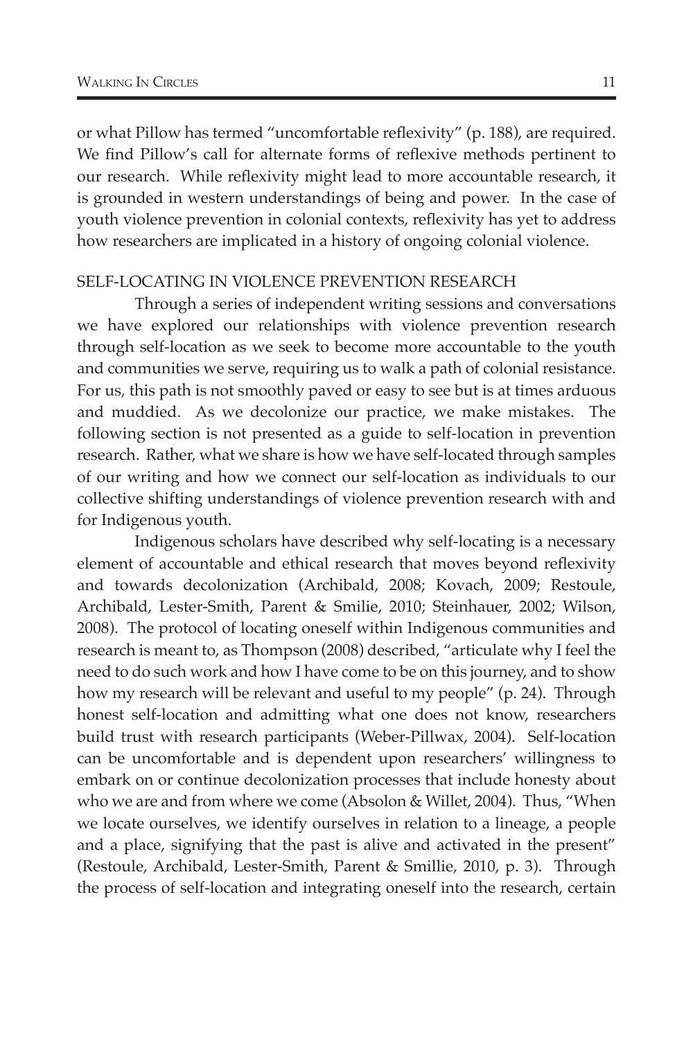or what Pillow has termed "uncomfortable reflexivity" (p. 188), are required. We find Pillow's call for alternate forms of reflexive methods pertinent to our research. While reflexivity might lead to more accountable research, it is grounded in western understandings of being and power. In the case of youth violence prevention in colonial contexts, reflexivity has yet to address how researchers are implicated in a history of ongoing colonial violence.

## SELF-LOCATING IN VIOLENCE PREVENTION RESEARCH

Through a series of independent writing sessions and conversations we have explored our relationships with violence prevention research through self-location as we seek to become more accountable to the youth and communities we serve, requiring us to walk a path of colonial resistance. For us, this path is not smoothly paved or easy to see but is at times arduous and muddied. As we decolonize our practice, we make mistakes. The following section is not presented as a guide to self-location in prevention research. Rather, what we share is how we have self-located through samples of our writing and how we connect our self-location as individuals to our collective shifting understandings of violence prevention research with and for Indigenous youth.

Indigenous scholars have described why self-locating is a necessary element of accountable and ethical research that moves beyond reflexivity and towards decolonization (Archibald, 2008; Kovach, 2009; Restoule, Archibald, Lester-Smith, Parent & Smilie, 2010; Steinhauer, 2002; Wilson, 2008). The protocol of locating oneself within Indigenous communities and research is meant to, as Thompson (2008) described, "articulate why I feel the need to do such work and how I have come to be on this journey, and to show how my research will be relevant and useful to my people" (p. 24). Through honest self-location and admitting what one does not know, researchers build trust with research participants (Weber-Pillwax, 2004). Self-location can be uncomfortable and is dependent upon researchers' willingness to embark on or continue decolonization processes that include honesty about who we are and from where we come (Absolon & Willet, 2004). Thus, "When we locate ourselves, we identify ourselves in relation to a lineage, a people and a place, signifying that the past is alive and activated in the present" (Restoule, Archibald, Lester-Smith, Parent & Smillie, 2010, p. 3). Through the process of self-location and integrating oneself into the research, certain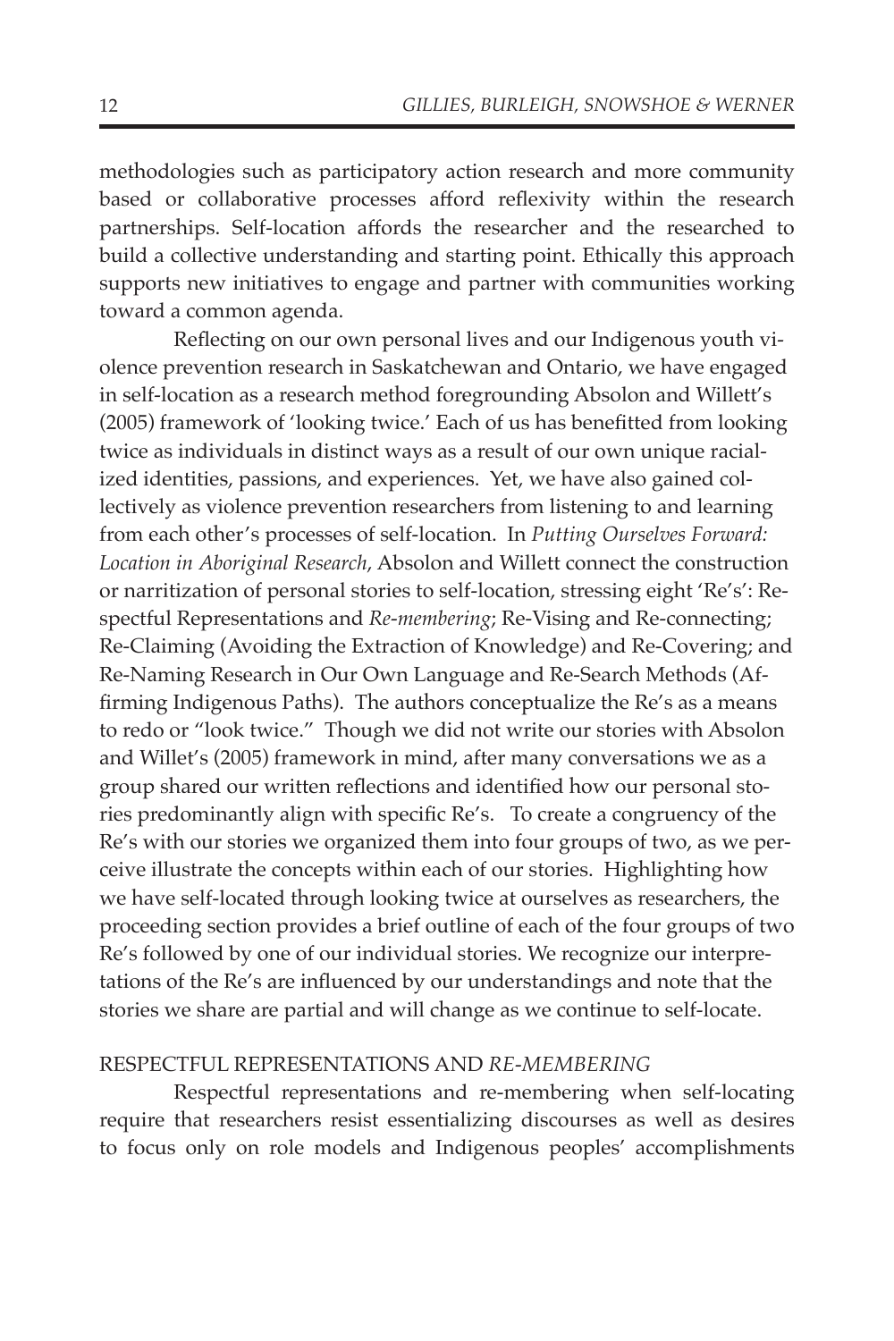methodologies such as participatory action research and more community based or collaborative processes afford reflexivity within the research partnerships. Self-location affords the researcher and the researched to build a collective understanding and starting point. Ethically this approach supports new initiatives to engage and partner with communities working toward a common agenda.

Reflecting on our own personal lives and our Indigenous youth violence prevention research in Saskatchewan and Ontario, we have engaged in self-location as a research method foregrounding Absolon and Willett's (2005) framework of 'looking twice.' Each of us has benefitted from looking twice as individuals in distinct ways as a result of our own unique racialized identities, passions, and experiences. Yet, we have also gained collectively as violence prevention researchers from listening to and learning from each other's processes of self-location. In *Putting Ourselves Forward: Location in Aboriginal Research*, Absolon and Willett connect the construction or narritization of personal stories to self-location, stressing eight 'Re's': Respectful Representations and *Re-membering*; Re-Vising and Re-connecting; Re-Claiming (Avoiding the Extraction of Knowledge) and Re-Covering; and Re-Naming Research in Our Own Language and Re-Search Methods (Affirming Indigenous Paths). The authors conceptualize the Re's as a means to redo or "look twice." Though we did not write our stories with Absolon and Willet's (2005) framework in mind, after many conversations we as a group shared our written reflections and identified how our personal stories predominantly align with specific Re's. To create a congruency of the Re's with our stories we organized them into four groups of two, as we perceive illustrate the concepts within each of our stories. Highlighting how we have self-located through looking twice at ourselves as researchers, the proceeding section provides a brief outline of each of the four groups of two Re's followed by one of our individual stories. We recognize our interpretations of the Re's are influenced by our understandings and note that the stories we share are partial and will change as we continue to self-locate.

## RESPECTFUL REPRESENTATIONS AND *RE-MEMBERING*

Respectful representations and re-membering when self-locating require that researchers resist essentializing discourses as well as desires to focus only on role models and Indigenous peoples' accomplishments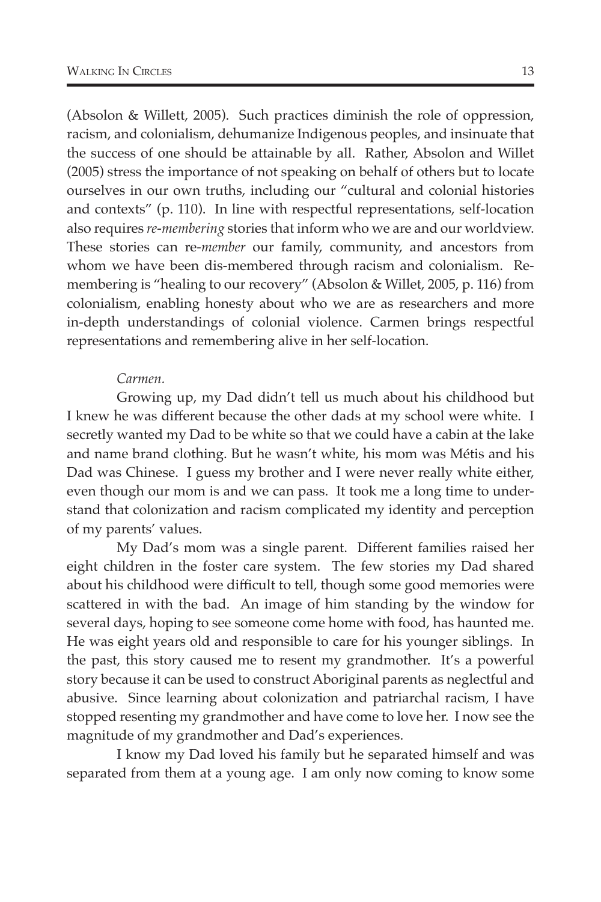(Absolon & Willett, 2005). Such practices diminish the role of oppression, racism, and colonialism, dehumanize Indigenous peoples, and insinuate that the success of one should be attainable by all. Rather, Absolon and Willet (2005) stress the importance of not speaking on behalf of others but to locate ourselves in our own truths, including our "cultural and colonial histories and contexts" (p. 110). In line with respectful representations, self-location also requires *re-membering* stories that inform who we are and our worldview. These stories can re-*member* our family, community, and ancestors from whom we have been dis-membered through racism and colonialism. Re-membering is "healing to our recovery" (Absolon & Willet, 2005, p. 116) from colonialism, enabling honesty about who we are as researchers and more in-depth understandings of colonial violence. Carmen brings respectful representations and remembering alive in her self-location.

*Carmen.*

Growing up, my Dad didn't tell us much about his childhood but I knew he was different because the other dads at my school were white. I secretly wanted my Dad to be white so that we could have a cabin at the lake and name brand clothing. But he wasn't white, his mom was Métis and his Dad was Chinese. I guess my brother and I were never really white either, even though our mom is and we can pass. It took me a long time to understand that colonization and racism complicated my identity and perception of my parents' values.

My Dad's mom was a single parent. Different families raised her eight children in the foster care system. The few stories my Dad shared about his childhood were difficult to tell, though some good memories were scattered in with the bad. An image of him standing by the window for several days, hoping to see someone come home with food, has haunted me. He was eight years old and responsible to care for his younger siblings. In the past, this story caused me to resent my grandmother. It's a powerful story because it can be used to construct Aboriginal parents as neglectful and abusive. Since learning about colonization and patriarchal racism, I have stopped resenting my grandmother and have come to love her. I now see the magnitude of my grandmother and Dad's experiences.

I know my Dad loved his family but he separated himself and was separated from them at a young age. I am only now coming to know some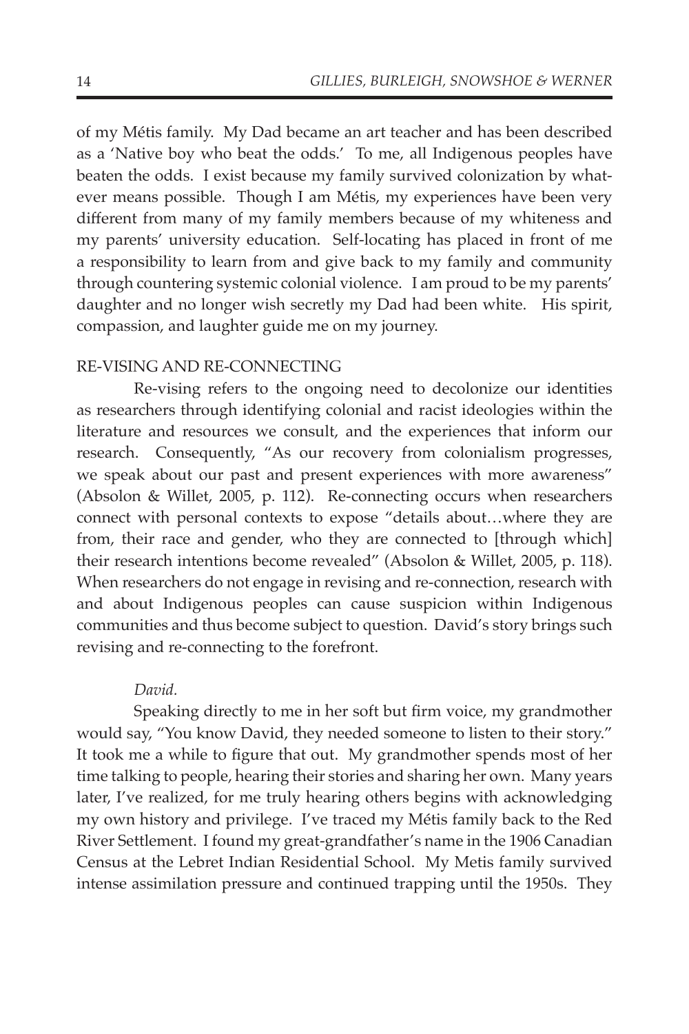of my Métis family. My Dad became an art teacher and has been described as a 'Native boy who beat the odds.' To me, all Indigenous peoples have beaten the odds. I exist because my family survived colonization by whatever means possible. Though I am Métis, my experiences have been very different from many of my family members because of my whiteness and my parents' university education. Self-locating has placed in front of me a responsibility to learn from and give back to my family and community through countering systemic colonial violence. I am proud to be my parents' daughter and no longer wish secretly my Dad had been white. His spirit, compassion, and laughter guide me on my journey.

## RE-VISING AND RE-CONNECTING

Re-vising refers to the ongoing need to decolonize our identities as researchers through identifying colonial and racist ideologies within the literature and resources we consult, and the experiences that inform our research. Consequently, "As our recovery from colonialism progresses, we speak about our past and present experiences with more awareness" (Absolon & Willet, 2005, p. 112). Re-connecting occurs when researchers connect with personal contexts to expose "details about…where they are from, their race and gender, who they are connected to [through which] their research intentions become revealed" (Absolon & Willet, 2005, p. 118). When researchers do not engage in revising and re-connection, research with and about Indigenous peoples can cause suspicion within Indigenous communities and thus become subject to question. David's story brings such revising and re-connecting to the forefront.

### *David.*

Speaking directly to me in her soft but firm voice, my grandmother would say, "You know David, they needed someone to listen to their story." It took me a while to figure that out. My grandmother spends most of her time talking to people, hearing their stories and sharing her own. Many years later, I've realized, for me truly hearing others begins with acknowledging my own history and privilege. I've traced my Métis family back to the Red River Settlement. I found my great-grandfather's name in the 1906 Canadian Census at the Lebret Indian Residential School. My Metis family survived intense assimilation pressure and continued trapping until the 1950s. They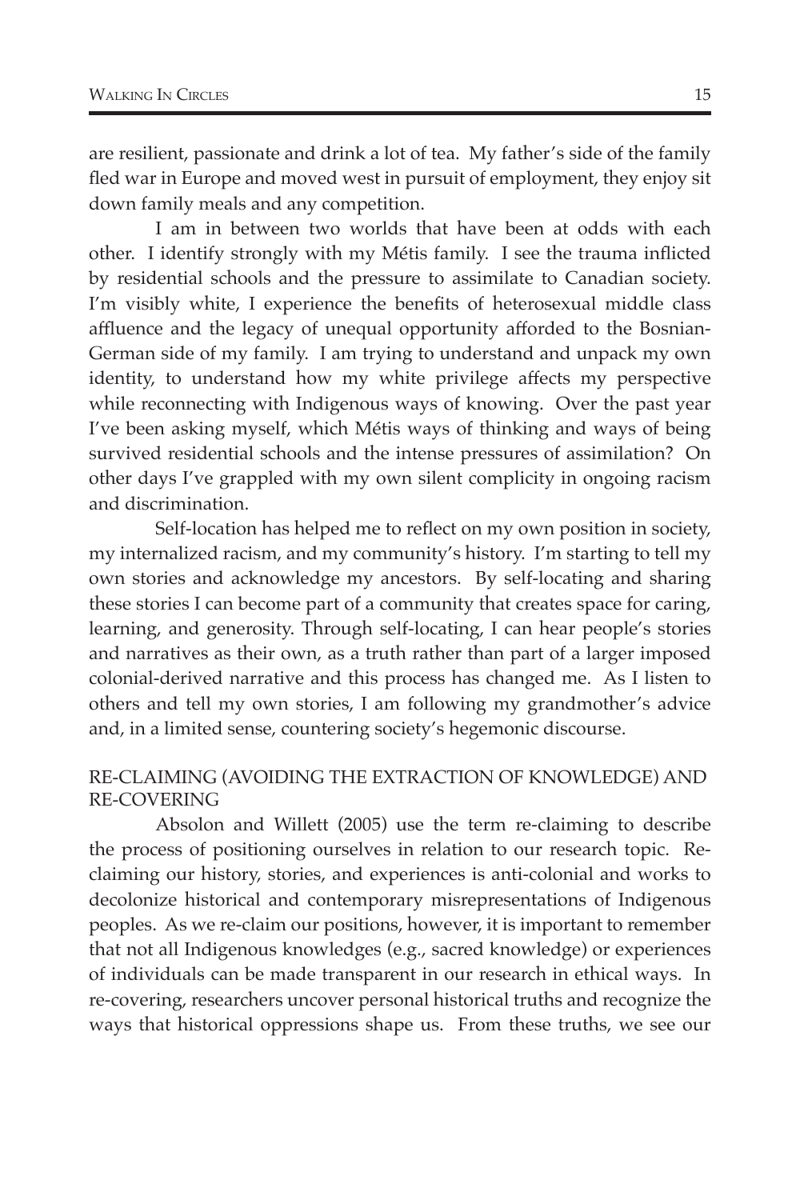are resilient, passionate and drink a lot of tea. My father's side of the family fled war in Europe and moved west in pursuit of employment, they enjoy sit down family meals and any competition.

I am in between two worlds that have been at odds with each other. I identify strongly with my Métis family. I see the trauma inflicted by residential schools and the pressure to assimilate to Canadian society. I'm visibly white, I experience the benefits of heterosexual middle class affluence and the legacy of unequal opportunity afforded to the Bosnian-German side of my family. I am trying to understand and unpack my own identity, to understand how my white privilege affects my perspective while reconnecting with Indigenous ways of knowing. Over the past year I've been asking myself, which Métis ways of thinking and ways of being survived residential schools and the intense pressures of assimilation? On other days I've grappled with my own silent complicity in ongoing racism and discrimination.

Self-location has helped me to reflect on my own position in society, my internalized racism, and my community's history. I'm starting to tell my own stories and acknowledge my ancestors. By self-locating and sharing these stories I can become part of a community that creates space for caring, learning, and generosity. Through self-locating, I can hear people's stories and narratives as their own, as a truth rather than part of a larger imposed colonial-derived narrative and this process has changed me. As I listen to others and tell my own stories, I am following my grandmother's advice and, in a limited sense, countering society's hegemonic discourse.

## RE-CLAIMING (AVOIDING THE EXTRACTION OF KNOWLEDGE) AND RE-COVERING

Absolon and Willett (2005) use the term re-claiming to describe the process of positioning ourselves in relation to our research topic. Re-claiming our history, stories, and experiences is anti-colonial and works to decolonize historical and contemporary misrepresentations of Indigenous peoples. As we re-claim our positions, however, it is important to remember that not all Indigenous knowledges (e.g., sacred knowledge) or experiences of individuals can be made transparent in our research in ethical ways. In re-covering, researchers uncover personal historical truths and recognize the ways that historical oppressions shape us. From these truths, we see our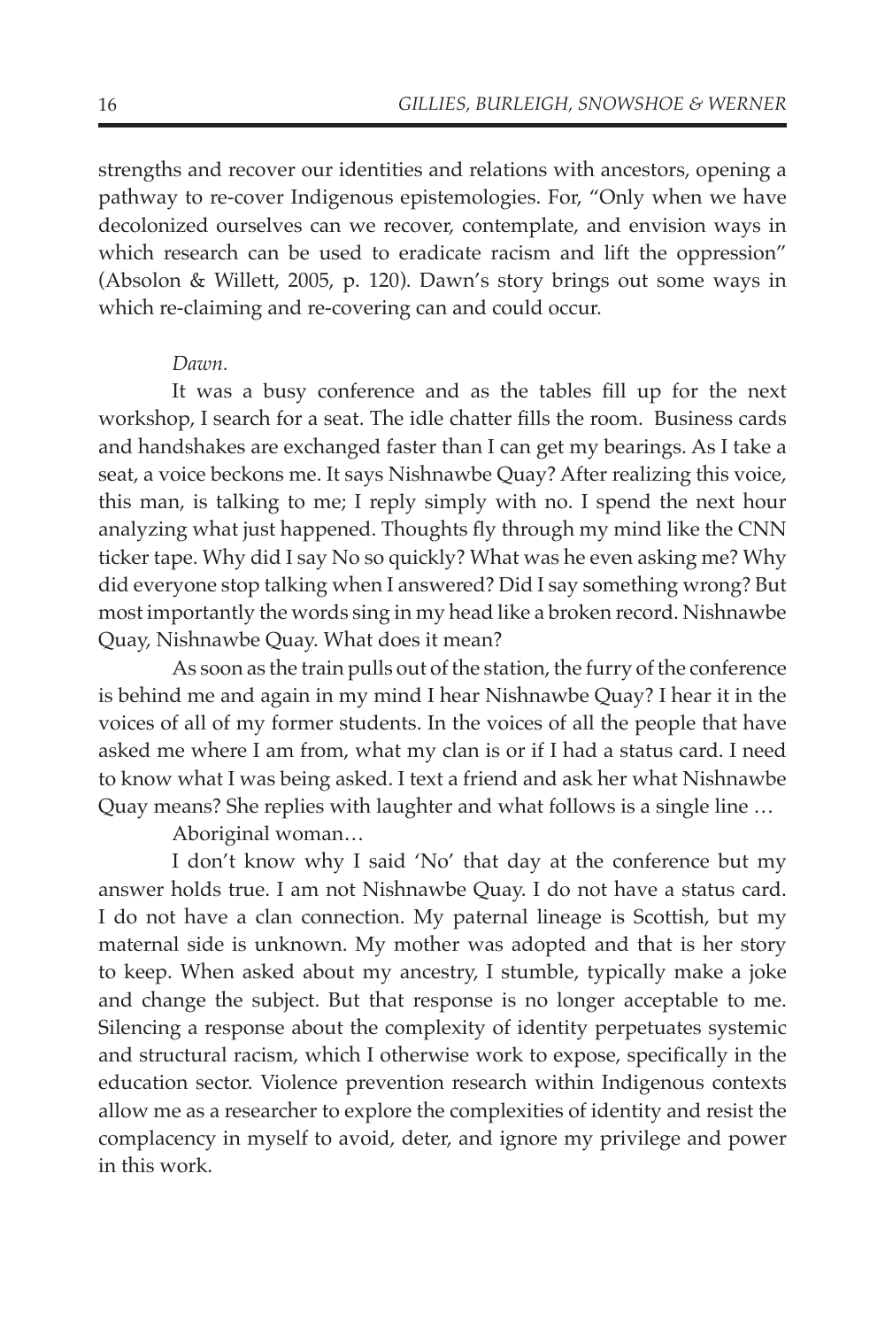strengths and recover our identities and relations with ancestors, opening a pathway to re-cover Indigenous epistemologies. For, "Only when we have decolonized ourselves can we recover, contemplate, and envision ways in which research can be used to eradicate racism and lift the oppression" (Absolon & Willett, 2005, p. 120). Dawn's story brings out some ways in which re-claiming and re-covering can and could occur.

*Dawn.*

It was a busy conference and as the tables fill up for the next workshop, I search for a seat. The idle chatter fills the room. Business cards and handshakes are exchanged faster than I can get my bearings. As I take a seat, a voice beckons me. It says Nishnawbe Quay? After realizing this voice, this man, is talking to me; I reply simply with no. I spend the next hour analyzing what just happened. Thoughts fly through my mind like the CNN ticker tape. Why did I say No so quickly? What was he even asking me? Why did everyone stop talking when I answered? Did I say something wrong? But most importantly the words sing in my head like a broken record. Nishnawbe Quay, Nishnawbe Quay. What does it mean?

As soon as the train pulls out of the station, the furry of the conference is behind me and again in my mind I hear Nishnawbe Quay? I hear it in the voices of all of my former students. In the voices of all the people that have asked me where I am from, what my clan is or if I had a status card. I need to know what I was being asked. I text a friend and ask her what Nishnawbe Quay means? She replies with laughter and what follows is a single line …

Aboriginal woman…

I don't know why I said 'No' that day at the conference but my answer holds true. I am not Nishnawbe Quay. I do not have a status card. I do not have a clan connection. My paternal lineage is Scottish, but my maternal side is unknown. My mother was adopted and that is her story to keep. When asked about my ancestry, I stumble, typically make a joke and change the subject. But that response is no longer acceptable to me. Silencing a response about the complexity of identity perpetuates systemic and structural racism, which I otherwise work to expose, specifically in the education sector. Violence prevention research within Indigenous contexts allow me as a researcher to explore the complexities of identity and resist the complacency in myself to avoid, deter, and ignore my privilege and power in this work.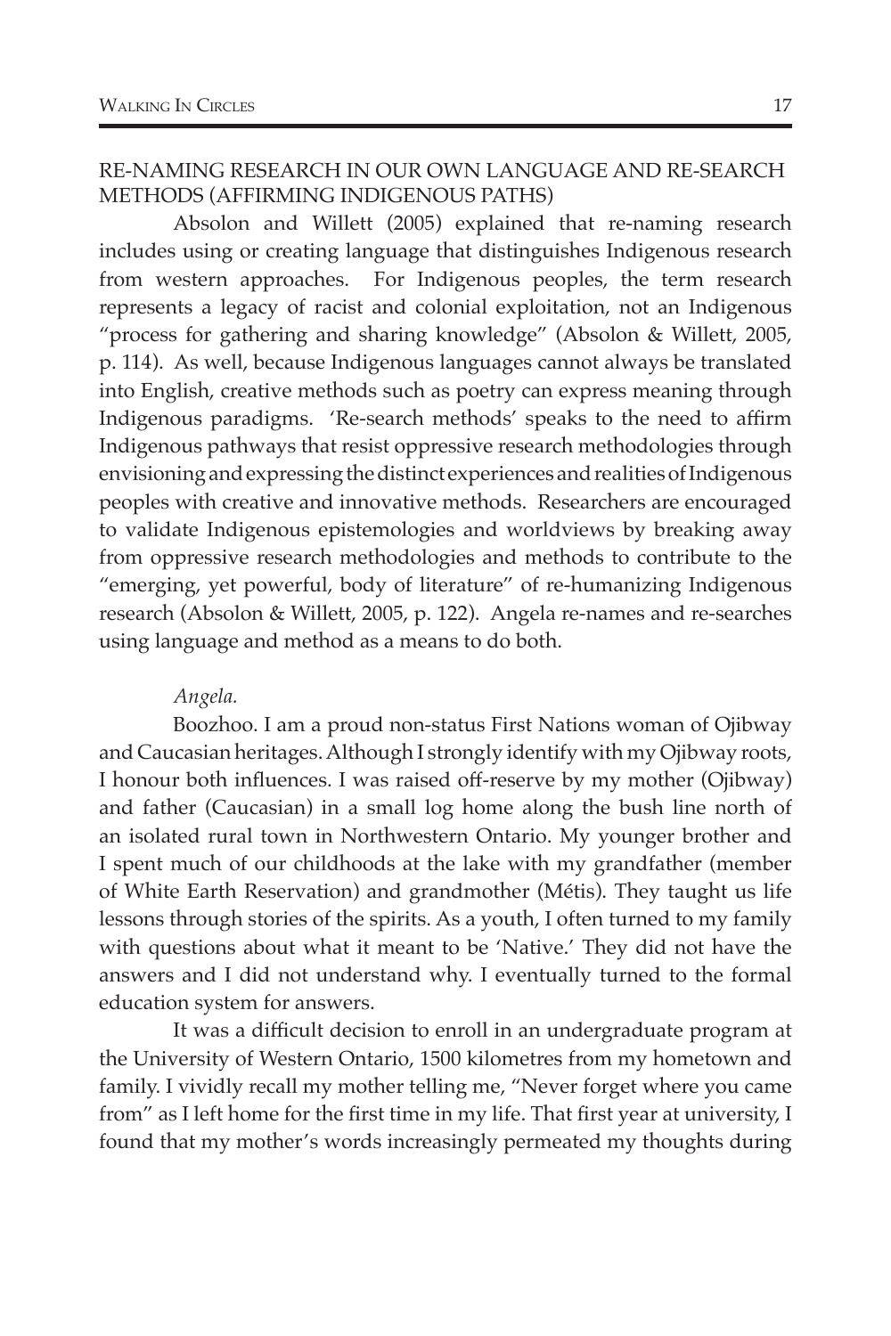## RE-NAMING RESEARCH IN OUR OWN LANGUAGE AND RE-SEARCH METHODS (AFFIRMING INDIGENOUS PATHS)

Absolon and Willett (2005) explained that re-naming research includes using or creating language that distinguishes Indigenous research from western approaches. For Indigenous peoples, the term research represents a legacy of racist and colonial exploitation, not an Indigenous "process for gathering and sharing knowledge" (Absolon & Willett, 2005, p. 114). As well, because Indigenous languages cannot always be translated into English, creative methods such as poetry can express meaning through Indigenous paradigms. 'Re-search methods' speaks to the need to affirm Indigenous pathways that resist oppressive research methodologies through envisioning and expressing the distinct experiences and realities of Indigenous peoples with creative and innovative methods. Researchers are encouraged to validate Indigenous epistemologies and worldviews by breaking away from oppressive research methodologies and methods to contribute to the "emerging, yet powerful, body of literature" of re-humanizing Indigenous research (Absolon & Willett, 2005, p. 122). Angela re-names and re-searches using language and method as a means to do both.

*Angela.*

Boozhoo. I am a proud non-status First Nations woman of Ojibway and Caucasian heritages. Although I strongly identify with my Ojibway roots, I honour both influences. I was raised off-reserve by my mother (Ojibway) and father (Caucasian) in a small log home along the bush line north of an isolated rural town in Northwestern Ontario. My younger brother and I spent much of our childhoods at the lake with my grandfather (member of White Earth Reservation) and grandmother (Métis). They taught us life lessons through stories of the spirits. As a youth, I often turned to my family with questions about what it meant to be 'Native.' They did not have the answers and I did not understand why. I eventually turned to the formal education system for answers.

It was a difficult decision to enroll in an undergraduate program at the University of Western Ontario, 1500 kilometres from my hometown and family. I vividly recall my mother telling me, "Never forget where you came from" as I left home for the first time in my life. That first year at university, I found that my mother's words increasingly permeated my thoughts during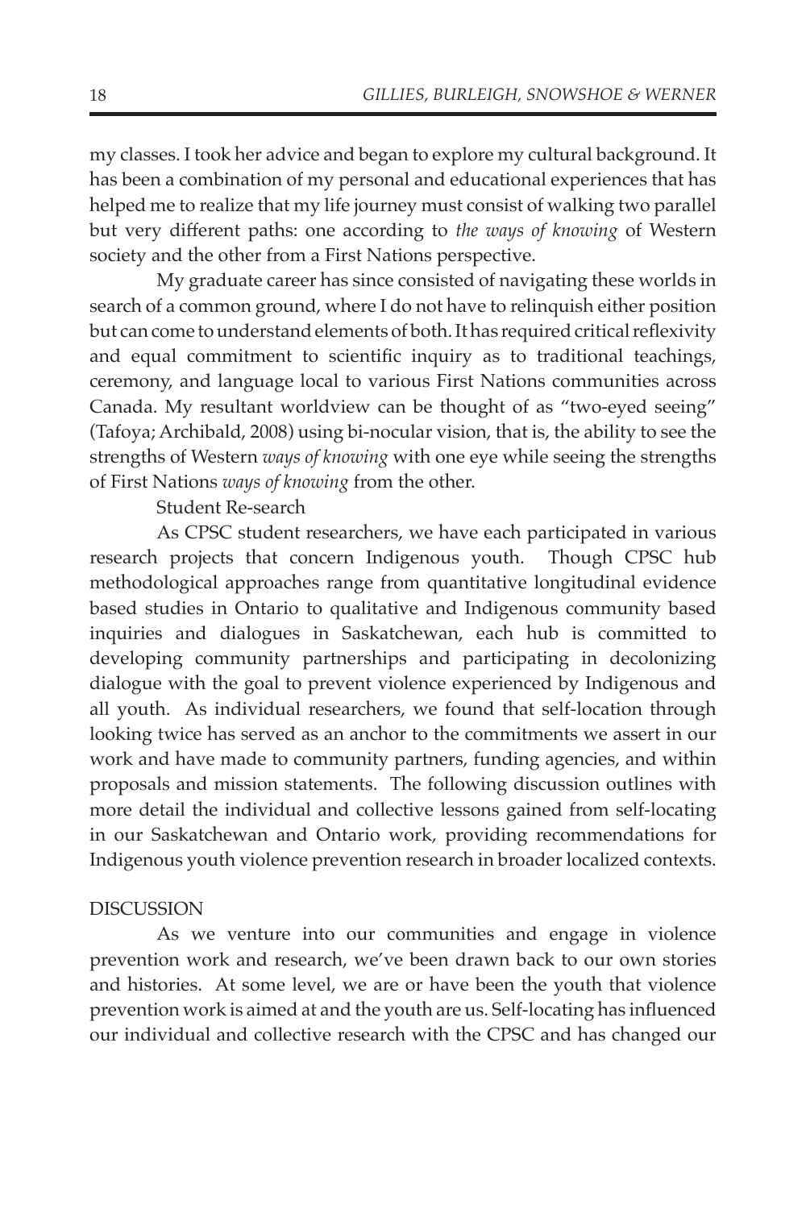my classes. I took her advice and began to explore my cultural background. It has been a combination of my personal and educational experiences that has helped me to realize that my life journey must consist of walking two parallel but very different paths: one according to *the ways of knowing* of Western society and the other from a First Nations perspective.

My graduate career has since consisted of navigating these worlds in search of a common ground, where I do not have to relinquish either position but can come to understand elements of both. It has required critical reflexivity and equal commitment to scientific inquiry as to traditional teachings, ceremony, and language local to various First Nations communities across Canada. My resultant worldview can be thought of as "two-eyed seeing" (Tafoya; Archibald, 2008) using bi-nocular vision, that is, the ability to see the strengths of Western *ways of knowing* with one eye while seeing the strengths of First Nations *ways of knowing* from the other.

Student Re-search

As CPSC student researchers, we have each participated in various research projects that concern Indigenous youth. Though CPSC hub methodological approaches range from quantitative longitudinal evidence based studies in Ontario to qualitative and Indigenous community based inquiries and dialogues in Saskatchewan, each hub is committed to developing community partnerships and participating in decolonizing dialogue with the goal to prevent violence experienced by Indigenous and all youth. As individual researchers, we found that self-location through looking twice has served as an anchor to the commitments we assert in our work and have made to community partners, funding agencies, and within proposals and mission statements. The following discussion outlines with more detail the individual and collective lessons gained from self-locating in our Saskatchewan and Ontario work, providing recommendations for Indigenous youth violence prevention research in broader localized contexts.

## DISCUSSION

As we venture into our communities and engage in violence prevention work and research, we've been drawn back to our own stories and histories. At some level, we are or have been the youth that violence prevention work is aimed at and the youth are us. Self-locating has influenced our individual and collective research with the CPSC and has changed our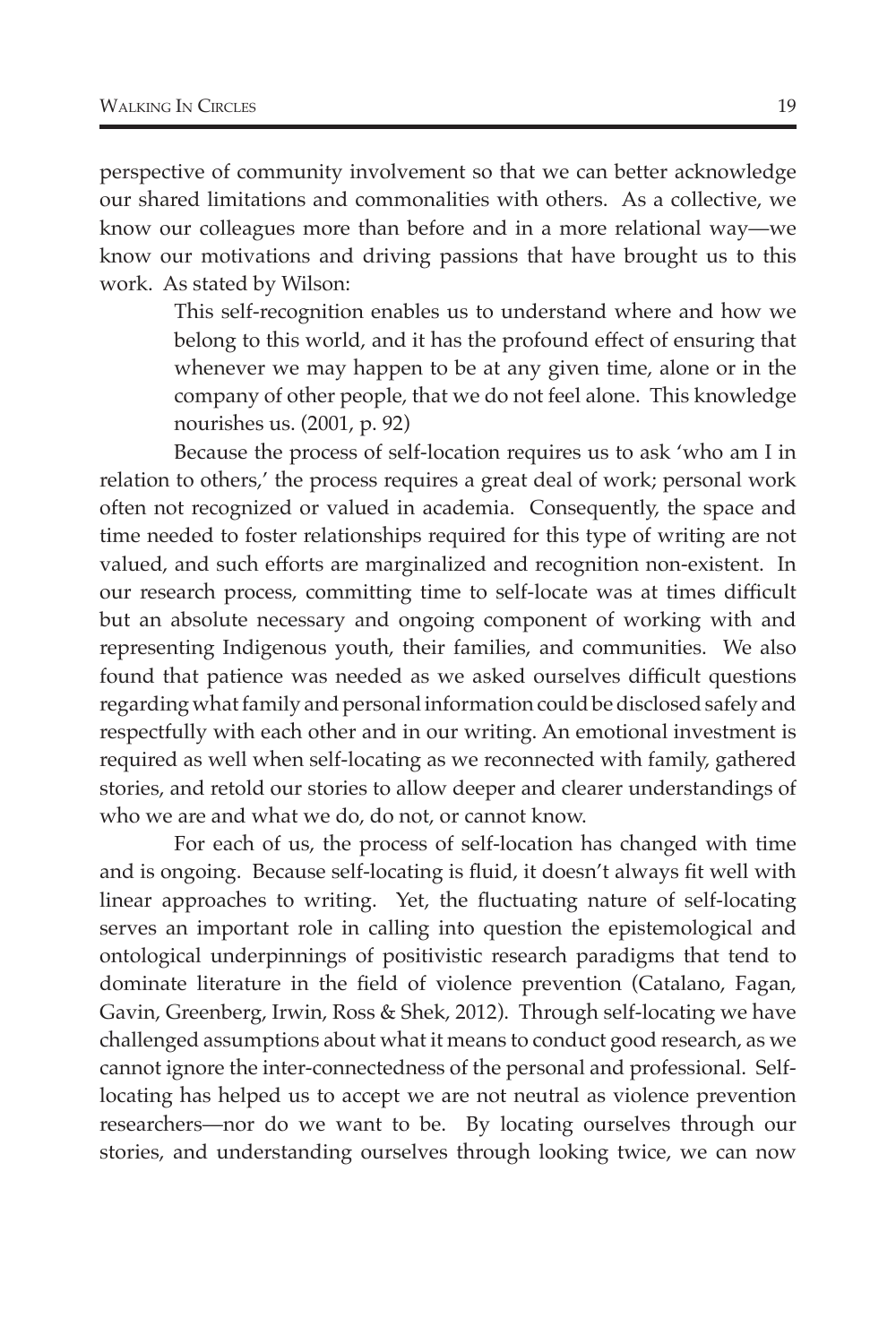perspective of community involvement so that we can better acknowledge our shared limitations and commonalities with others. As a collective, we know our colleagues more than before and in a more relational way—we know our motivations and driving passions that have brought us to this work. As stated by Wilson:

> This self-recognition enables us to understand where and how we belong to this world, and it has the profound effect of ensuring that whenever we may happen to be at any given time, alone or in the company of other people, that we do not feel alone. This knowledge nourishes us. (2001, p. 92)

Because the process of self-location requires us to ask 'who am I in relation to others,' the process requires a great deal of work; personal work often not recognized or valued in academia. Consequently, the space and time needed to foster relationships required for this type of writing are not valued, and such efforts are marginalized and recognition non-existent. In our research process, committing time to self-locate was at times difficult but an absolute necessary and ongoing component of working with and representing Indigenous youth, their families, and communities. We also found that patience was needed as we asked ourselves difficult questions regarding what family and personal information could be disclosed safely and respectfully with each other and in our writing. An emotional investment is required as well when self-locating as we reconnected with family, gathered stories, and retold our stories to allow deeper and clearer understandings of who we are and what we do, do not, or cannot know.

For each of us, the process of self-location has changed with time and is ongoing. Because self-locating is fluid, it doesn't always fit well with linear approaches to writing. Yet, the fluctuating nature of self-locating serves an important role in calling into question the epistemological and ontological underpinnings of positivistic research paradigms that tend to dominate literature in the field of violence prevention (Catalano, Fagan, Gavin, Greenberg, Irwin, Ross & Shek, 2012). Through self-locating we have challenged assumptions about what it means to conduct good research, as we cannot ignore the inter-connectedness of the personal and professional. Self-locating has helped us to accept we are not neutral as violence prevention researchers—nor do we want to be. By locating ourselves through our stories, and understanding ourselves through looking twice, we can now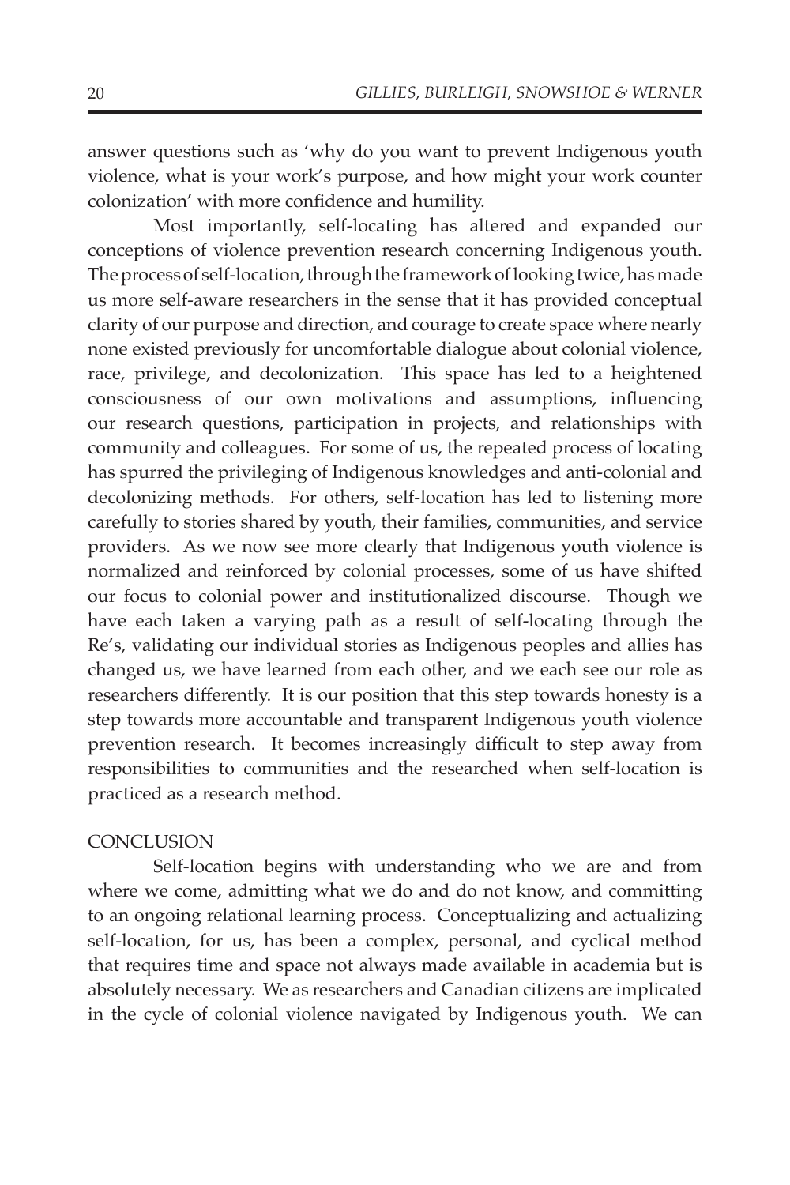answer questions such as 'why do you want to prevent Indigenous youth violence, what is your work's purpose, and how might your work counter colonization' with more confidence and humility.

Most importantly, self-locating has altered and expanded our conceptions of violence prevention research concerning Indigenous youth. The process of self-location, through the framework of looking twice, has made us more self-aware researchers in the sense that it has provided conceptual clarity of our purpose and direction, and courage to create space where nearly none existed previously for uncomfortable dialogue about colonial violence, race, privilege, and decolonization. This space has led to a heightened consciousness of our own motivations and assumptions, influencing our research questions, participation in projects, and relationships with community and colleagues. For some of us, the repeated process of locating has spurred the privileging of Indigenous knowledges and anti-colonial and decolonizing methods. For others, self-location has led to listening more carefully to stories shared by youth, their families, communities, and service providers. As we now see more clearly that Indigenous youth violence is normalized and reinforced by colonial processes, some of us have shifted our focus to colonial power and institutionalized discourse. Though we have each taken a varying path as a result of self-locating through the Re's, validating our individual stories as Indigenous peoples and allies has changed us, we have learned from each other, and we each see our role as researchers differently. It is our position that this step towards honesty is a step towards more accountable and transparent Indigenous youth violence prevention research. It becomes increasingly difficult to step away from responsibilities to communities and the researched when self-location is practiced as a research method.

## CONCLUSION

Self-location begins with understanding who we are and from where we come, admitting what we do and do not know, and committing to an ongoing relational learning process. Conceptualizing and actualizing self-location, for us, has been a complex, personal, and cyclical method that requires time and space not always made available in academia but is absolutely necessary. We as researchers and Canadian citizens are implicated in the cycle of colonial violence navigated by Indigenous youth. We can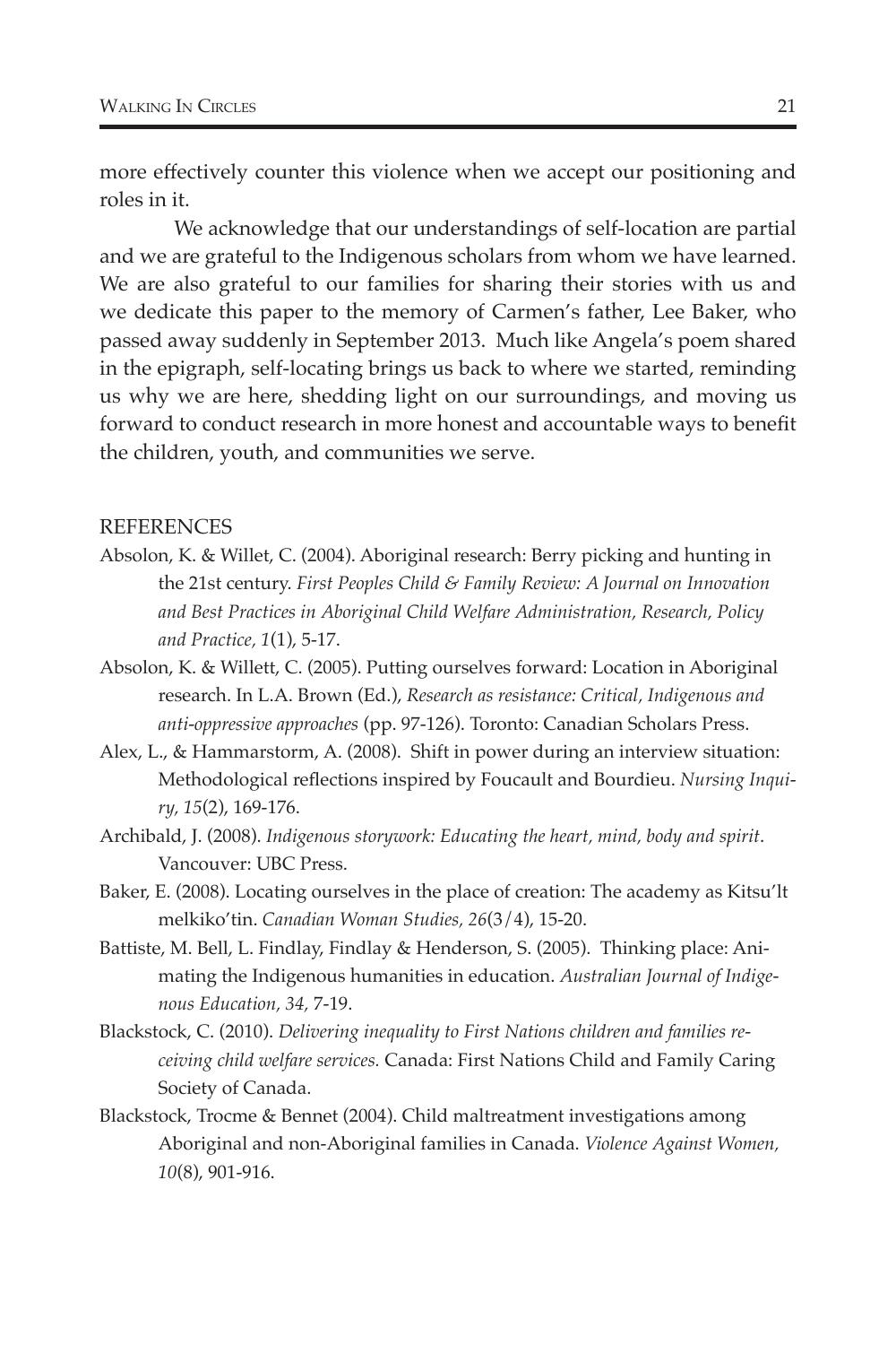more effectively counter this violence when we accept our positioning and roles in it.

We acknowledge that our understandings of self-location are partial and we are grateful to the Indigenous scholars from whom we have learned. We are also grateful to our families for sharing their stories with us and we dedicate this paper to the memory of Carmen's father, Lee Baker, who passed away suddenly in September 2013. Much like Angela's poem shared in the epigraph, self-locating brings us back to where we started, reminding us why we are here, shedding light on our surroundings, and moving us forward to conduct research in more honest and accountable ways to benefit the children, youth, and communities we serve.

## REFERENCES

Absolon, K. & Willet, C. (2004). Aboriginal research: Berry picking and hunting in the 21st century. *First Peoples Child & Family Review: A Journal on Innovation and Best Practices in Aboriginal Child Welfare Administration, Research, Policy and Practice, 1*(1), 5-17.

Absolon, K. & Willett, C. (2005). Putting ourselves forward: Location in Aboriginal research. In L.A. Brown (Ed.), *Research as resistance: Critical, Indigenous and anti-oppressive approaches* (pp. 97-126). Toronto: Canadian Scholars Press.

Alex, L., & Hammarstorm, A. (2008). Shift in power during an interview situation: Methodological reflections inspired by Foucault and Bourdieu. *Nursing Inquiry, 15*(2), 169-176.

Archibald, J. (2008). *Indigenous storywork: Educating the heart, mind, body and spirit*. Vancouver: UBC Press.

Baker, E. (2008). Locating ourselves in the place of creation: The academy as Kitsu'lt melkiko'tin. *Canadian Woman Studies, 26*(3/4), 15-20.

Battiste, M. Bell, L. Findlay, Findlay & Henderson, S. (2005). Thinking place: Animating the Indigenous humanities in education. *Australian Journal of Indigenous Education, 34,* 7-19.

Blackstock, C. (2010). *Delivering inequality to First Nations children and families receiving child welfare services.* Canada: First Nations Child and Family Caring Society of Canada.

Blackstock, Trocme & Bennet (2004). Child maltreatment investigations among Aboriginal and non-Aboriginal families in Canada. *Violence Against Women, 10*(8), 901-916.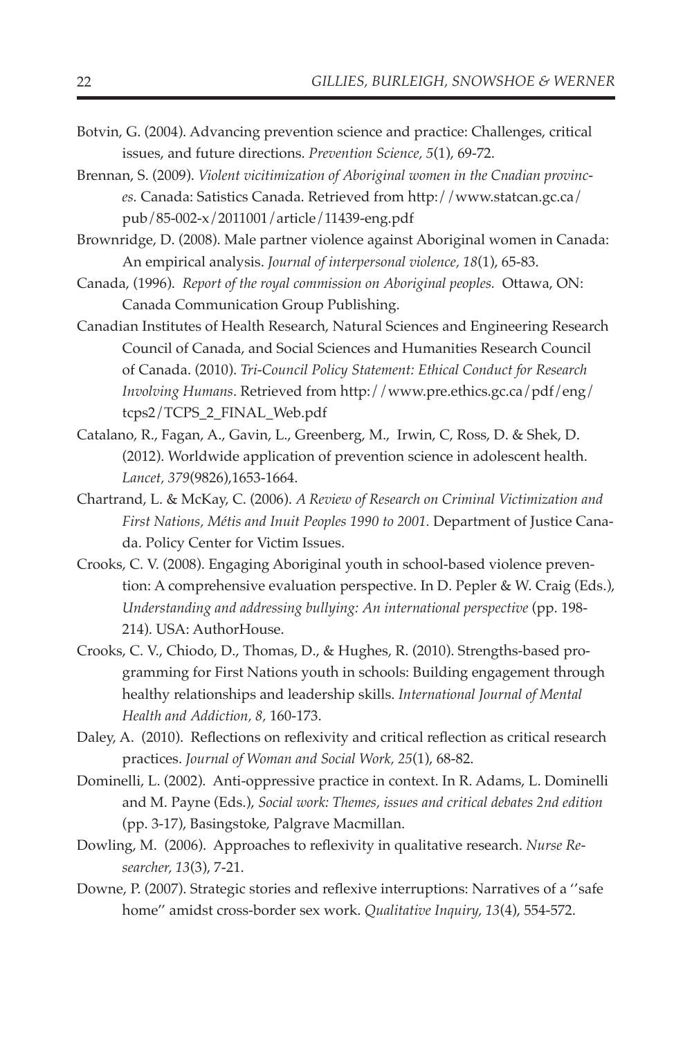Botvin, G. (2004). Advancing prevention science and practice: Challenges, critical issues, and future directions. *Prevention Science, 5*(1), 69-72.

Brennan, S. (2009). *Violent vicitimization of Aboriginal women in the Cnadian provinces.* Canada: Satistics Canada. Retrieved from http://www.statcan.gc.ca/pub/85-002-x/2011001/article/11439-eng.pdf

Brownridge, D. (2008). Male partner violence against Aboriginal women in Canada: An empirical analysis. *Journal of interpersonal violence, 18*(1), 65-83.

Canada, (1996). *Report of the royal commission on Aboriginal peoples.* Ottawa, ON: Canada Communication Group Publishing.

Canadian Institutes of Health Research, Natural Sciences and Engineering Research Council of Canada, and Social Sciences and Humanities Research Council of Canada. (2010). *Tri-Council Policy Statement: Ethical Conduct for Research Involving Humans*. Retrieved from http://www.pre.ethics.gc.ca/pdf/eng/tcps2/TCPS_2_FINAL_Web.pdf

Catalano, R., Fagan, A., Gavin, L., Greenberg, M., Irwin, C, Ross, D. & Shek, D. (2012). Worldwide application of prevention science in adolescent health. *Lancet, 379*(9826),1653-1664.

Chartrand, L. & McKay, C. (2006). *A Review of Research on Criminal Victimization and First Nations, Métis and Inuit Peoples 1990 to 2001.* Department of Justice Canada. Policy Center for Victim Issues.

Crooks, C. V. (2008). Engaging Aboriginal youth in school-based violence prevention: A comprehensive evaluation perspective. In D. Pepler & W. Craig (Eds.), *Understanding and addressing bullying: An international perspective* (pp. 198-214). USA: AuthorHouse.

Crooks, C. V., Chiodo, D., Thomas, D., & Hughes, R. (2010). Strengths-based programming for First Nations youth in schools: Building engagement through healthy relationships and leadership skills. *International Journal of Mental Health and Addiction, 8,* 160-173.

Daley, A. (2010). Reflections on reflexivity and critical reflection as critical research practices. *Journal of Woman and Social Work, 25*(1), 68-82.

Dominelli, L. (2002). Anti-oppressive practice in context. In R. Adams, L. Dominelli and M. Payne (Eds.), *Social work: Themes, issues and critical debates 2nd edition* (pp. 3-17), Basingstoke, Palgrave Macmillan.

Dowling, M. (2006). Approaches to reflexivity in qualitative research. *Nurse Researcher, 13*(3), 7-21.

Downe, P. (2007). Strategic stories and reflexive interruptions: Narratives of a ''safe home'' amidst cross-border sex work. *Qualitative Inquiry, 13*(4), 554-572.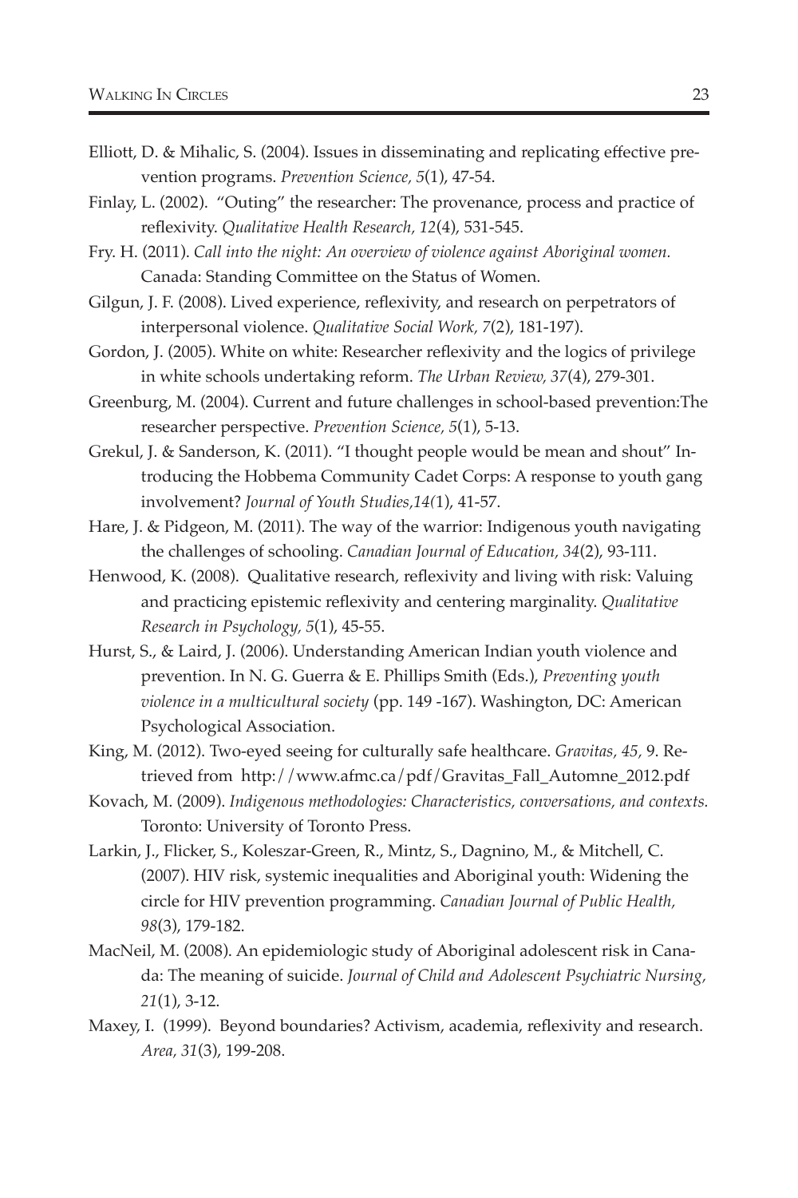Elliott, D. & Mihalic, S. (2004). Issues in disseminating and replicating effective prevention programs. *Prevention Science, 5*(1), 47-54.

Finlay, L. (2002). "Outing" the researcher: The provenance, process and practice of reflexivity. *Qualitative Health Research, 12*(4), 531-545.

Fry. H. (2011). *Call into the night: An overview of violence against Aboriginal women.* Canada: Standing Committee on the Status of Women.

Gilgun, J. F. (2008). Lived experience, reflexivity, and research on perpetrators of interpersonal violence. *Qualitative Social Work, 7*(2), 181-197).

Gordon, J. (2005). White on white: Researcher reflexivity and the logics of privilege in white schools undertaking reform. *The Urban Review, 37*(4), 279-301.

Greenburg, M. (2004). Current and future challenges in school-based prevention:The researcher perspective. *Prevention Science, 5*(1), 5-13.

Grekul, J. & Sanderson, K. (2011). "I thought people would be mean and shout" Introducing the Hobbema Community Cadet Corps: A response to youth gang involvement? *Journal of Youth Studies,14(*1), 41-57.

Hare, J. & Pidgeon, M. (2011). The way of the warrior: Indigenous youth navigating the challenges of schooling. *Canadian Journal of Education, 34*(2), 93-111.

Henwood, K. (2008). Qualitative research, reflexivity and living with risk: Valuing and practicing epistemic reflexivity and centering marginality. *Qualitative Research in Psychology, 5*(1), 45-55.

Hurst, S., & Laird, J. (2006). Understanding American Indian youth violence and prevention. In N. G. Guerra & E. Phillips Smith (Eds.), *Preventing youth violence in a multicultural society* (pp. 149 -167). Washington, DC: American Psychological Association.

King, M. (2012). Two-eyed seeing for culturally safe healthcare. *Gravitas, 45,* 9. Retrieved from http://www.afmc.ca/pdf/Gravitas_Fall_Automne_2012.pdf

Kovach, M. (2009). *Indigenous methodologies: Characteristics, conversations, and contexts.* Toronto: University of Toronto Press.

Larkin, J., Flicker, S., Koleszar-Green, R., Mintz, S., Dagnino, M., & Mitchell, C. (2007). HIV risk, systemic inequalities and Aboriginal youth: Widening the circle for HIV prevention programming. *Canadian Journal of Public Health, 98*(3), 179-182.

MacNeil, M. (2008). An epidemiologic study of Aboriginal adolescent risk in Canada: The meaning of suicide. *Journal of Child and Adolescent Psychiatric Nursing, 21*(1), 3-12.

Maxey, I. (1999). Beyond boundaries? Activism, academia, reflexivity and research. *Area, 31*(3), 199-208.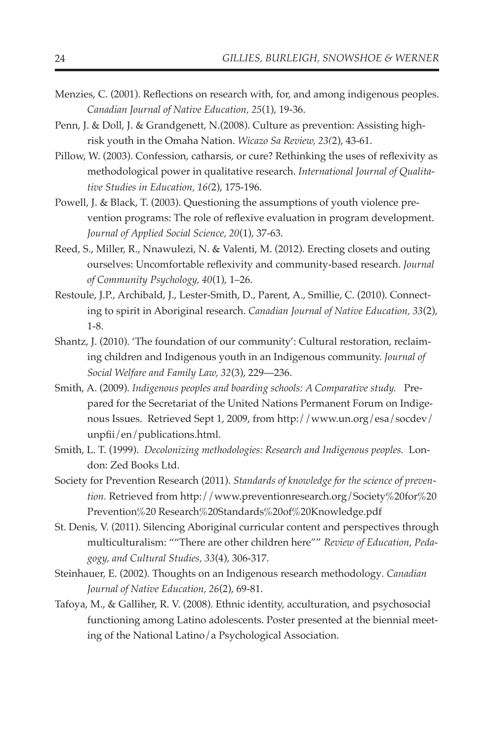Menzies, C. (2001). Reflections on research with, for, and among indigenous peoples. *Canadian Journal of Native Education, 25*(1), 19-36.

Penn, J. & Doll, J. & Grandgenett, N.(2008). Culture as prevention: Assisting high-risk youth in the Omaha Nation. *Wicazo Sa Review, 23(*2), 43-61.

Pillow, W. (2003). Confession, catharsis, or cure? Rethinking the uses of reflexivity as methodological power in qualitative research. *International Journal of Qualitative Studies in Education, 16(*2), 175-196.

Powell, J. & Black, T. (2003). Questioning the assumptions of youth violence prevention programs: The role of reflexive evaluation in program development. *Journal of Applied Social Science, 20*(1), 37-63.

Reed, S., Miller, R., Nnawulezi, N. & Valenti, M. (2012). Erecting closets and outing ourselves: Uncomfortable reflexivity and community-based research. *Journal of Community Psychology, 40*(1), 1–26.

Restoule, J.P., Archibald, J., Lester-Smith, D., Parent, A., Smillie, C. (2010). Connecting to spirit in Aboriginal research. *Canadian Journal of Native Education, 33*(2), 1-8.

Shantz, J. (2010). 'The foundation of our community': Cultural restoration, reclaiming children and Indigenous youth in an Indigenous community. *Journal of Social Welfare and Family Law, 32*(3), 229—236.

Smith, A. (2009). *Indigenous peoples and boarding schools: A Comparative study.* Prepared for the Secretariat of the United Nations Permanent Forum on Indigenous Issues. Retrieved Sept 1, 2009, from http://www.un.org/esa/socdev/unpfii/en/publications.html.

Smith, L. T. (1999). *Decolonizing methodologies: Research and Indigenous peoples.* London: Zed Books Ltd.

Society for Prevention Research (2011). *Standards of knowledge for the science of prevention.* Retrieved from http://www.preventionresearch.org/Society%20for%20Prevention%20 Research%20Standards%20of%20Knowledge.pdf

St. Denis, V. (2011). Silencing Aboriginal curricular content and perspectives through multiculturalism: ""There are other children here"" *Review of Education, Pedagogy, and Cultural Studies, 33*(4), 306-317.

Steinhauer, E. (2002). Thoughts on an Indigenous research methodology. *Canadian Journal of Native Education, 26*(2), 69-81.

Tafoya, M., & Galliher, R. V. (2008). Ethnic identity, acculturation, and psychosocial functioning among Latino adolescents. Poster presented at the biennial meeting of the National Latino/a Psychological Association.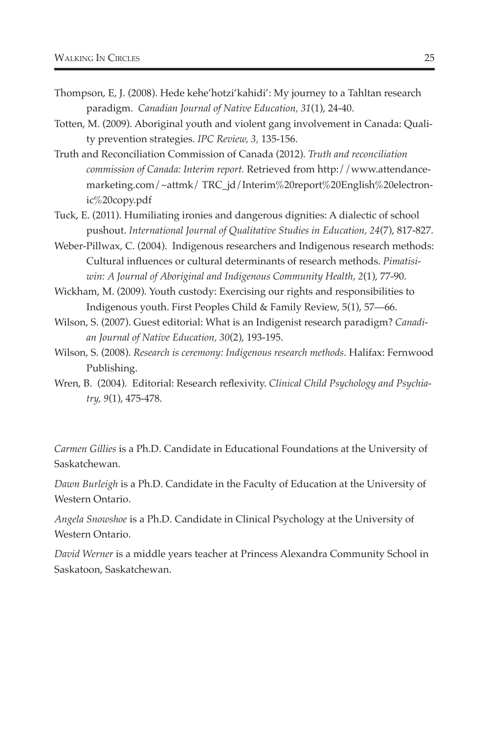Thompson, E, J. (2008). Hede kehe'hotzi'kahidi': My journey to a Tahltan research paradigm. *Canadian Journal of Native Education, 31*(1), 24-40.

Totten, M. (2009). Aboriginal youth and violent gang involvement in Canada: Quality prevention strategies. *IPC Review, 3,* 135-156.

Truth and Reconciliation Commission of Canada (2012). *Truth and reconciliation commission of Canada: Interim report.* Retrieved from http://www.attendancemarketing.com/~attmk/ TRC_jd/Interim%20report%20English%20electronic%20copy.pdf

Tuck, E. (2011). Humiliating ironies and dangerous dignities: A dialectic of school pushout. *International Journal of Qualitative Studies in Education, 24*(7), 817-827.

Weber-Pillwax, C. (2004). Indigenous researchers and Indigenous research methods: Cultural influences or cultural determinants of research methods. *Pimatisiwin: A Journal of Aboriginal and Indigenous Community Health*, *2*(1), 77-90.

Wickham, M. (2009). Youth custody: Exercising our rights and responsibilities to Indigenous youth. First Peoples Child & Family Review, 5(1), 57—66.

Wilson, S. (2007). Guest editorial: What is an Indigenist research paradigm? *Canadian Journal of Native Education, 30*(2), 193-195.

Wilson, S. (2008). *Research is ceremony: Indigenous research methods.* Halifax: Fernwood Publishing.

Wren, B. (2004). Editorial: Research reflexivity. *Clinical Child Psychology and Psychiatry, 9*(1), 475-478.

*Carmen Gillies* is a Ph.D. Candidate in Educational Foundations at the University of Saskatchewan.

*Dawn Burleigh* is a Ph.D. Candidate in the Faculty of Education at the University of Western Ontario.

*Angela Snowshoe* is a Ph.D. Candidate in Clinical Psychology at the University of Western Ontario.

*David Werner* is a middle years teacher at Princess Alexandra Community School in Saskatoon, Saskatchewan.